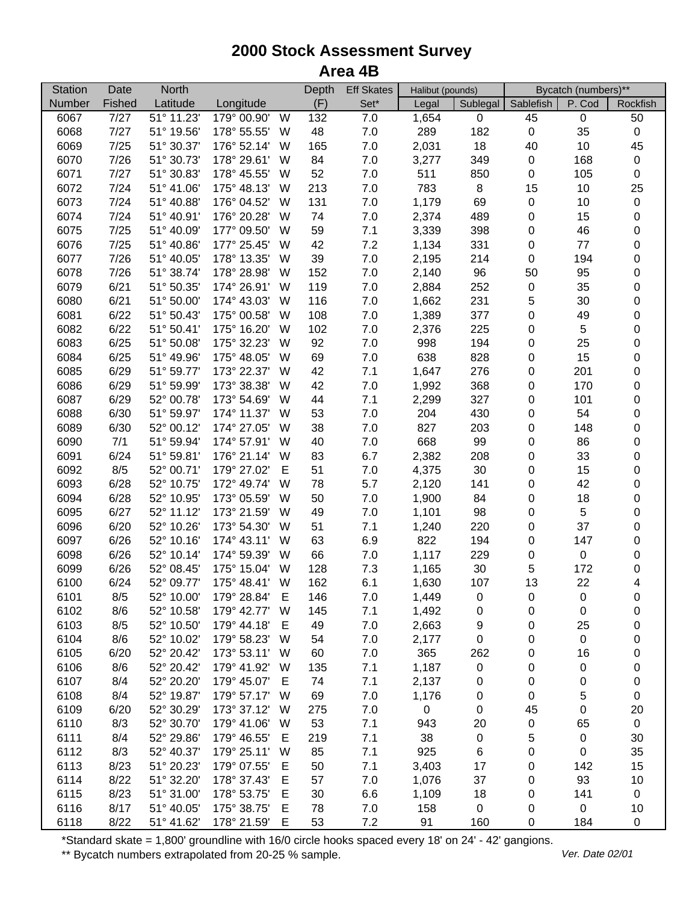# 2000 Stock Assessment Survey
## Area 4B

| Station | Date | North | | | Depth | Eff Skates | Halibut (pounds) | | Bycatch (numbers)** | | |
|---|---|---|---|---|---|---|---|---|---|---|---|
| Number | Fished | Latitude | Longitude | | (F) | Set* | Legal | Sublegal | Sablefish | P. Cod | Rockfish |
| 6067 | 7/27 | 51° 11.23' | 179° 00.90' | W | 132 | 7.0 | 1,654 | 0 | 45 | 0 | 50 |
| 6068 | 7/27 | 51° 19.56' | 178° 55.55' | W | 48 | 7.0 | 289 | 182 | 0 | 35 | 0 |
| 6069 | 7/25 | 51° 30.37' | 176° 52.14' | W | 165 | 7.0 | 2,031 | 18 | 40 | 10 | 45 |
| 6070 | 7/26 | 51° 30.73' | 178° 29.61' | W | 84 | 7.0 | 3,277 | 349 | 0 | 168 | 0 |
| 6071 | 7/27 | 51° 30.83' | 178° 45.55' | W | 52 | 7.0 | 511 | 850 | 0 | 105 | 0 |
| 6072 | 7/24 | 51° 41.06' | 175° 48.13' | W | 213 | 7.0 | 783 | 8 | 15 | 10 | 25 |
| 6073 | 7/24 | 51° 40.88' | 176° 04.52' | W | 131 | 7.0 | 1,179 | 69 | 0 | 10 | 0 |
| 6074 | 7/24 | 51° 40.91' | 176° 20.28' | W | 74 | 7.0 | 2,374 | 489 | 0 | 15 | 0 |
| 6075 | 7/25 | 51° 40.09' | 177° 09.50' | W | 59 | 7.1 | 3,339 | 398 | 0 | 46 | 0 |
| 6076 | 7/25 | 51° 40.86' | 177° 25.45' | W | 42 | 7.2 | 1,134 | 331 | 0 | 77 | 0 |
| 6077 | 7/26 | 51° 40.05' | 178° 13.35' | W | 39 | 7.0 | 2,195 | 214 | 0 | 194 | 0 |
| 6078 | 7/26 | 51° 38.74' | 178° 28.98' | W | 152 | 7.0 | 2,140 | 96 | 50 | 95 | 0 |
| 6079 | 6/21 | 51° 50.35' | 174° 26.91' | W | 119 | 7.0 | 2,884 | 252 | 0 | 35 | 0 |
| 6080 | 6/21 | 51° 50.00' | 174° 43.03' | W | 116 | 7.0 | 1,662 | 231 | 5 | 30 | 0 |
| 6081 | 6/22 | 51° 50.43' | 175° 00.58' | W | 108 | 7.0 | 1,389 | 377 | 0 | 49 | 0 |
| 6082 | 6/22 | 51° 50.41' | 175° 16.20' | W | 102 | 7.0 | 2,376 | 225 | 0 | 5 | 0 |
| 6083 | 6/25 | 51° 50.08' | 175° 32.23' | W | 92 | 7.0 | 998 | 194 | 0 | 25 | 0 |
| 6084 | 6/25 | 51° 49.96' | 175° 48.05' | W | 69 | 7.0 | 638 | 828 | 0 | 15 | 0 |
| 6085 | 6/29 | 51° 59.77' | 173° 22.37' | W | 42 | 7.1 | 1,647 | 276 | 0 | 201 | 0 |
| 6086 | 6/29 | 51° 59.99' | 173° 38.38' | W | 42 | 7.0 | 1,992 | 368 | 0 | 170 | 0 |
| 6087 | 6/29 | 52° 00.78' | 173° 54.69' | W | 44 | 7.1 | 2,299 | 327 | 0 | 101 | 0 |
| 6088 | 6/30 | 51° 59.97' | 174° 11.37' | W | 53 | 7.0 | 204 | 430 | 0 | 54 | 0 |
| 6089 | 6/30 | 52° 00.12' | 174° 27.05' | W | 38 | 7.0 | 827 | 203 | 0 | 148 | 0 |
| 6090 | 7/1 | 51° 59.94' | 174° 57.91' | W | 40 | 7.0 | 668 | 99 | 0 | 86 | 0 |
| 6091 | 6/24 | 51° 59.81' | 176° 21.14' | W | 83 | 6.7 | 2,382 | 208 | 0 | 33 | 0 |
| 6092 | 8/5 | 52° 00.71' | 179° 27.02' | E | 51 | 7.0 | 4,375 | 30 | 0 | 15 | 0 |
| 6093 | 6/28 | 52° 10.75' | 172° 49.74' | W | 78 | 5.7 | 2,120 | 141 | 0 | 42 | 0 |
| 6094 | 6/28 | 52° 10.95' | 173° 05.59' | W | 50 | 7.0 | 1,900 | 84 | 0 | 18 | 0 |
| 6095 | 6/27 | 52° 11.12' | 173° 21.59' | W | 49 | 7.0 | 1,101 | 98 | 0 | 5 | 0 |
| 6096 | 6/20 | 52° 10.26' | 173° 54.30' | W | 51 | 7.1 | 1,240 | 220 | 0 | 37 | 0 |
| 6097 | 6/26 | 52° 10.16' | 174° 43.11' | W | 63 | 6.9 | 822 | 194 | 0 | 147 | 0 |
| 6098 | 6/26 | 52° 10.14' | 174° 59.39' | W | 66 | 7.0 | 1,117 | 229 | 0 | 0 | 0 |
| 6099 | 6/26 | 52° 08.45' | 175° 15.04' | W | 128 | 7.3 | 1,165 | 30 | 5 | 172 | 0 |
| 6100 | 6/24 | 52° 09.77' | 175° 48.41' | W | 162 | 6.1 | 1,630 | 107 | 13 | 22 | 4 |
| 6101 | 8/5 | 52° 10.00' | 179° 28.84' | E | 146 | 7.0 | 1,449 | 0 | 0 | 0 | 0 |
| 6102 | 8/6 | 52° 10.58' | 179° 42.77' | W | 145 | 7.1 | 1,492 | 0 | 0 | 0 | 0 |
| 6103 | 8/5 | 52° 10.50' | 179° 44.18' | E | 49 | 7.0 | 2,663 | 9 | 0 | 25 | 0 |
| 6104 | 8/6 | 52° 10.02' | 179° 58.23' | W | 54 | 7.0 | 2,177 | 0 | 0 | 0 | 0 |
| 6105 | 6/20 | 52° 20.42' | 173° 53.11' | W | 60 | 7.0 | 365 | 262 | 0 | 16 | 0 |
| 6106 | 8/6 | 52° 20.42' | 179° 41.92' | W | 135 | 7.1 | 1,187 | 0 | 0 | 0 | 0 |
| 6107 | 8/4 | 52° 20.20' | 179° 45.07' | E | 74 | 7.1 | 2,137 | 0 | 0 | 0 | 0 |
| 6108 | 8/4 | 52° 19.87' | 179° 57.17' | W | 69 | 7.0 | 1,176 | 0 | 0 | 5 | 0 |
| 6109 | 6/20 | 52° 30.29' | 173° 37.12' | W | 275 | 7.0 | 0 | 0 | 45 | 0 | 20 |
| 6110 | 8/3 | 52° 30.70' | 179° 41.06' | W | 53 | 7.1 | 943 | 20 | 0 | 65 | 0 |
| 6111 | 8/4 | 52° 29.86' | 179° 46.55' | E | 219 | 7.1 | 38 | 0 | 5 | 0 | 30 |
| 6112 | 8/3 | 52° 40.37' | 179° 25.11' | W | 85 | 7.1 | 925 | 6 | 0 | 0 | 35 |
| 6113 | 8/23 | 51° 20.23' | 179° 07.55' | E | 50 | 7.1 | 3,403 | 17 | 0 | 142 | 15 |
| 6114 | 8/22 | 51° 32.20' | 178° 37.43' | E | 57 | 7.0 | 1,076 | 37 | 0 | 93 | 10 |
| 6115 | 8/23 | 51° 31.00' | 178° 53.75' | E | 30 | 6.6 | 1,109 | 18 | 0 | 141 | 0 |
| 6116 | 8/17 | 51° 40.05' | 175° 38.75' | E | 78 | 7.0 | 158 | 0 | 0 | 0 | 10 |
| 6118 | 8/22 | 51° 41.62' | 178° 21.59' | E | 53 | 7.2 | 91 | 160 | 0 | 184 | 0 |

*Standard skate = 1,800' groundline with 16/0 circle hooks spaced every 18' on 24' - 42' gangions.

** Bycatch numbers extrapolated from 20-25 % sample.

*Ver. Date 02/01*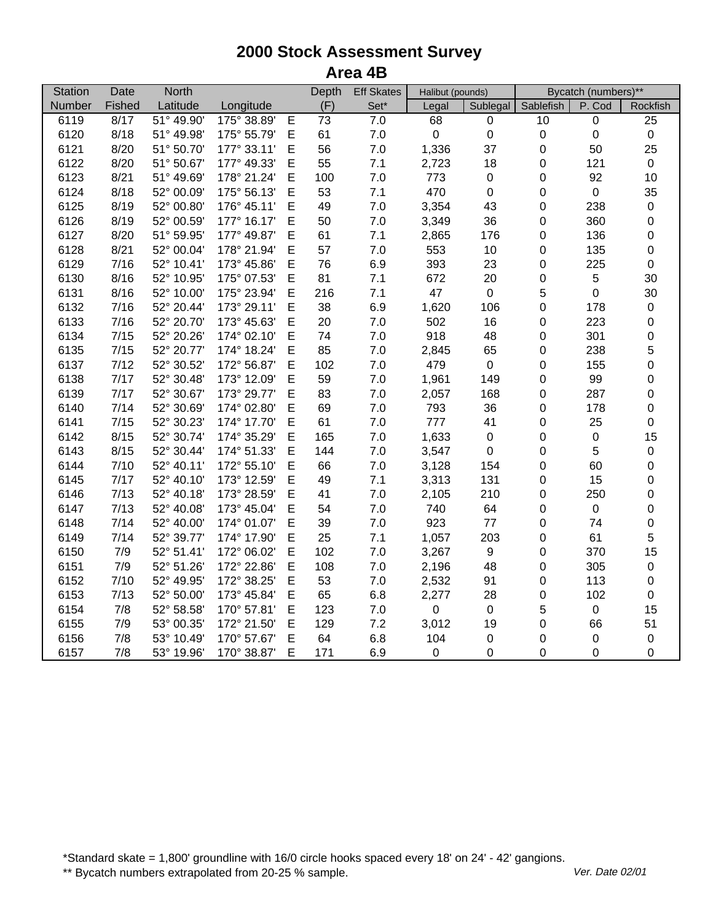# 2000 Stock Assessment Survey
## Area 4B

| Station | Date | North | | | Depth | Eff Skates | Halibut (pounds) | | Bycatch (numbers)** | | |
|---|---|---|---|---|---|---|---|---|---|---|---|
| Number | Fished | Latitude | Longitude | | (F) | Set* | Legal | Sublegal | Sablefish | P. Cod | Rockfish |
| 6119 | 8/17 | 51° 49.90' | 175° 38.89' | E | 73 | 7.0 | 68 | 0 | 10 | 0 | 25 |
| 6120 | 8/18 | 51° 49.98' | 175° 55.79' | E | 61 | 7.0 | 0 | 0 | 0 | 0 | 0 |
| 6121 | 8/20 | 51° 50.70' | 177° 33.11' | E | 56 | 7.0 | 1,336 | 37 | 0 | 50 | 25 |
| 6122 | 8/20 | 51° 50.67' | 177° 49.33' | E | 55 | 7.1 | 2,723 | 18 | 0 | 121 | 0 |
| 6123 | 8/21 | 51° 49.69' | 178° 21.24' | E | 100 | 7.0 | 773 | 0 | 0 | 92 | 10 |
| 6124 | 8/18 | 52° 00.09' | 175° 56.13' | E | 53 | 7.1 | 470 | 0 | 0 | 0 | 35 |
| 6125 | 8/19 | 52° 00.80' | 176° 45.11' | E | 49 | 7.0 | 3,354 | 43 | 0 | 238 | 0 |
| 6126 | 8/19 | 52° 00.59' | 177° 16.17' | E | 50 | 7.0 | 3,349 | 36 | 0 | 360 | 0 |
| 6127 | 8/20 | 51° 59.95' | 177° 49.87' | E | 61 | 7.1 | 2,865 | 176 | 0 | 136 | 0 |
| 6128 | 8/21 | 52° 00.04' | 178° 21.94' | E | 57 | 7.0 | 553 | 10 | 0 | 135 | 0 |
| 6129 | 7/16 | 52° 10.41' | 173° 45.86' | E | 76 | 6.9 | 393 | 23 | 0 | 225 | 0 |
| 6130 | 8/16 | 52° 10.95' | 175° 07.53' | E | 81 | 7.1 | 672 | 20 | 0 | 5 | 30 |
| 6131 | 8/16 | 52° 10.00' | 175° 23.94' | E | 216 | 7.1 | 47 | 0 | 5 | 0 | 30 |
| 6132 | 7/16 | 52° 20.44' | 173° 29.11' | E | 38 | 6.9 | 1,620 | 106 | 0 | 178 | 0 |
| 6133 | 7/16 | 52° 20.70' | 173° 45.63' | E | 20 | 7.0 | 502 | 16 | 0 | 223 | 0 |
| 6134 | 7/15 | 52° 20.26' | 174° 02.10' | E | 74 | 7.0 | 918 | 48 | 0 | 301 | 0 |
| 6135 | 7/15 | 52° 20.77' | 174° 18.24' | E | 85 | 7.0 | 2,845 | 65 | 0 | 238 | 5 |
| 6137 | 7/12 | 52° 30.52' | 172° 56.87' | E | 102 | 7.0 | 479 | 0 | 0 | 155 | 0 |
| 6138 | 7/17 | 52° 30.48' | 173° 12.09' | E | 59 | 7.0 | 1,961 | 149 | 0 | 99 | 0 |
| 6139 | 7/17 | 52° 30.67' | 173° 29.77' | E | 83 | 7.0 | 2,057 | 168 | 0 | 287 | 0 |
| 6140 | 7/14 | 52° 30.69' | 174° 02.80' | E | 69 | 7.0 | 793 | 36 | 0 | 178 | 0 |
| 6141 | 7/15 | 52° 30.23' | 174° 17.70' | E | 61 | 7.0 | 777 | 41 | 0 | 25 | 0 |
| 6142 | 8/15 | 52° 30.74' | 174° 35.29' | E | 165 | 7.0 | 1,633 | 0 | 0 | 0 | 15 |
| 6143 | 8/15 | 52° 30.44' | 174° 51.33' | E | 144 | 7.0 | 3,547 | 0 | 0 | 5 | 0 |
| 6144 | 7/10 | 52° 40.11' | 172° 55.10' | E | 66 | 7.0 | 3,128 | 154 | 0 | 60 | 0 |
| 6145 | 7/17 | 52° 40.10' | 173° 12.59' | E | 49 | 7.1 | 3,313 | 131 | 0 | 15 | 0 |
| 6146 | 7/13 | 52° 40.18' | 173° 28.59' | E | 41 | 7.0 | 2,105 | 210 | 0 | 250 | 0 |
| 6147 | 7/13 | 52° 40.08' | 173° 45.04' | E | 54 | 7.0 | 740 | 64 | 0 | 0 | 0 |
| 6148 | 7/14 | 52° 40.00' | 174° 01.07' | E | 39 | 7.0 | 923 | 77 | 0 | 74 | 0 |
| 6149 | 7/14 | 52° 39.77' | 174° 17.90' | E | 25 | 7.1 | 1,057 | 203 | 0 | 61 | 5 |
| 6150 | 7/9 | 52° 51.41' | 172° 06.02' | E | 102 | 7.0 | 3,267 | 9 | 0 | 370 | 15 |
| 6151 | 7/9 | 52° 51.26' | 172° 22.86' | E | 108 | 7.0 | 2,196 | 48 | 0 | 305 | 0 |
| 6152 | 7/10 | 52° 49.95' | 172° 38.25' | E | 53 | 7.0 | 2,532 | 91 | 0 | 113 | 0 |
| 6153 | 7/13 | 52° 50.00' | 173° 45.84' | E | 65 | 6.8 | 2,277 | 28 | 0 | 102 | 0 |
| 6154 | 7/8 | 52° 58.58' | 170° 57.81' | E | 123 | 7.0 | 0 | 0 | 5 | 0 | 15 |
| 6155 | 7/9 | 53° 00.35' | 172° 21.50' | E | 129 | 7.2 | 3,012 | 19 | 0 | 66 | 51 |
| 6156 | 7/8 | 53° 10.49' | 170° 57.67' | E | 64 | 6.8 | 104 | 0 | 0 | 0 | 0 |
| 6157 | 7/8 | 53° 19.96' | 170° 38.87' | E | 171 | 6.9 | 0 | 0 | 0 | 0 | 0 |

*Standard skate = 1,800' groundline with 16/0 circle hooks spaced every 18' on 24' - 42' gangions.

** Bycatch numbers extrapolated from 20-25 % sample.

*Ver. Date 02/01*